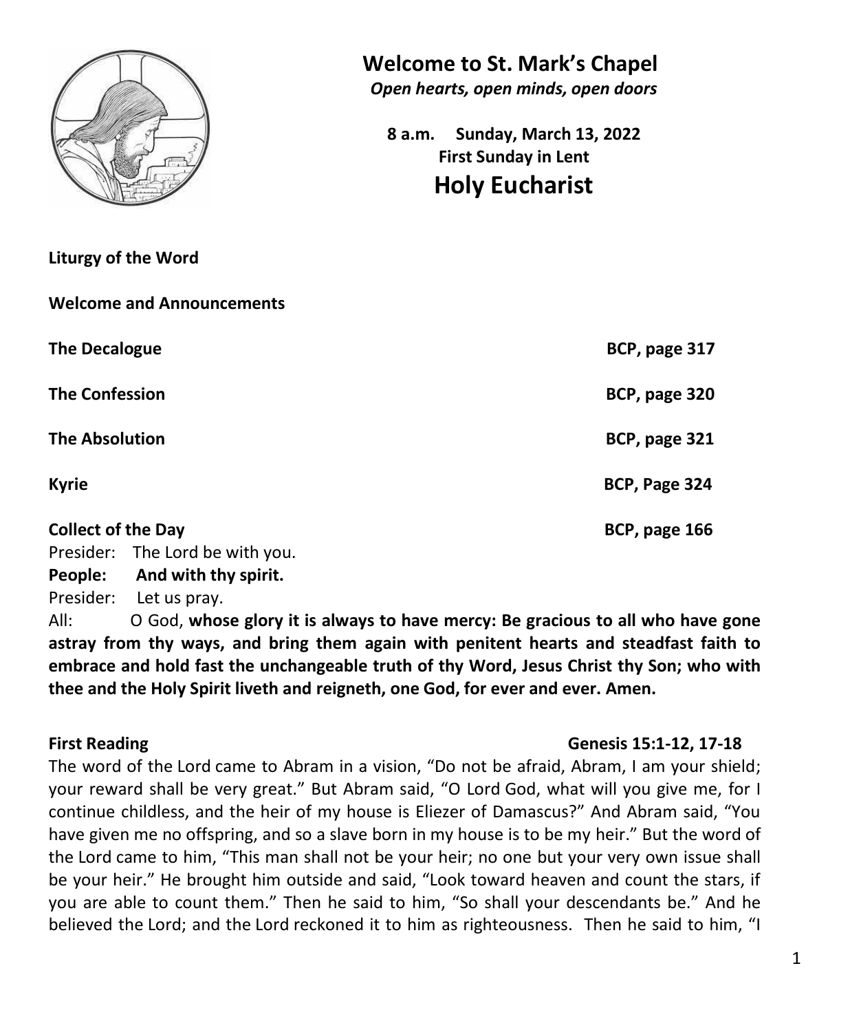# Welcome to St. Mark's Chapel

*Open hearts, open minds, open doors*

**8 a.m. Sunday, March 13, 2022**
**First Sunday in Lent**

## Holy Eucharist

**Liturgy of the Word**

**Welcome and Announcements**

**The Decalogue** **BCP, page 317**

**The Confession** **BCP, page 320**

**The Absolution** **BCP, page 321**

**Kyrie** **BCP, Page 324**

**Collect of the Day** **BCP, page 166**

Presider: The Lord be with you.
**People: And with thy spirit.**
Presider: Let us pray.
All: O God, **whose glory it is always to have mercy: Be gracious to all who have gone astray from thy ways, and bring them again with penitent hearts and steadfast faith to embrace and hold fast the unchangeable truth of thy Word, Jesus Christ thy Son; who with thee and the Holy Spirit liveth and reigneth, one God, for ever and ever. Amen.**

**First Reading** **Genesis 15:1-12, 17-18**

The word of the Lord came to Abram in a vision, "Do not be afraid, Abram, I am your shield; your reward shall be very great." But Abram said, "O Lord God, what will you give me, for I continue childless, and the heir of my house is Eliezer of Damascus?" And Abram said, "You have given me no offspring, and so a slave born in my house is to be my heir." But the word of the Lord came to him, "This man shall not be your heir; no one but your very own issue shall be your heir." He brought him outside and said, "Look toward heaven and count the stars, if you are able to count them." Then he said to him, "So shall your descendants be." And he believed the Lord; and the Lord reckoned it to him as righteousness. Then he said to him, "I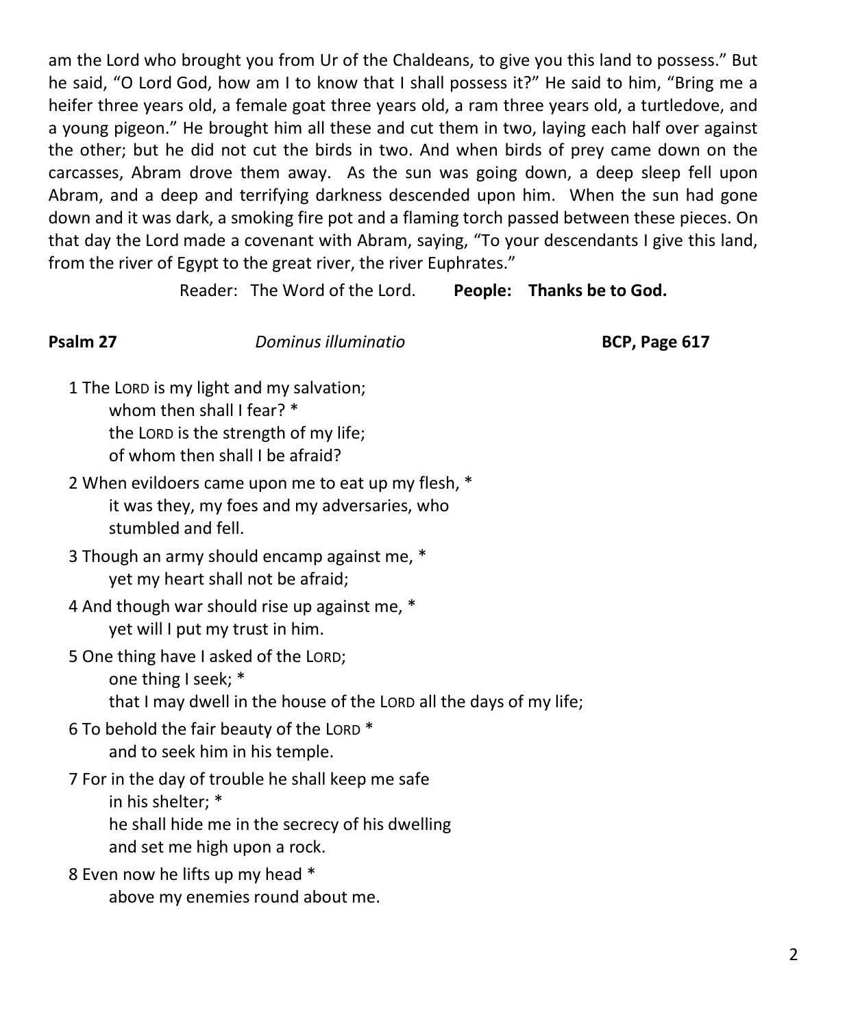am the Lord who brought you from Ur of the Chaldeans, to give you this land to possess." But he said, "O Lord God, how am I to know that I shall possess it?" He said to him, "Bring me a heifer three years old, a female goat three years old, a ram three years old, a turtledove, and a young pigeon." He brought him all these and cut them in two, laying each half over against the other; but he did not cut the birds in two. And when birds of prey came down on the carcasses, Abram drove them away. As the sun was going down, a deep sleep fell upon Abram, and a deep and terrifying darkness descended upon him. When the sun had gone down and it was dark, a smoking fire pot and a flaming torch passed between these pieces. On that day the Lord made a covenant with Abram, saying, "To your descendants I give this land, from the river of Egypt to the great river, the river Euphrates."

Reader: The Word of the Lord. **People: Thanks be to God.**

**Psalm 27** *Dominus illuminatio* **BCP, Page 617**

1 The LORD is my light and my salvation;
whom then shall I fear? *
the LORD is the strength of my life;
of whom then shall I be afraid?

2 When evildoers came upon me to eat up my flesh, *
it was they, my foes and my adversaries, who
stumbled and fell.

3 Though an army should encamp against me, *
yet my heart shall not be afraid;

4 And though war should rise up against me, *
yet will I put my trust in him.

5 One thing have I asked of the LORD;
one thing I seek; *
that I may dwell in the house of the LORD all the days of my life;

6 To behold the fair beauty of the LORD *
and to seek him in his temple.

7 For in the day of trouble he shall keep me safe
in his shelter; *
he shall hide me in the secrecy of his dwelling
and set me high upon a rock.

8 Even now he lifts up my head *
above my enemies round about me.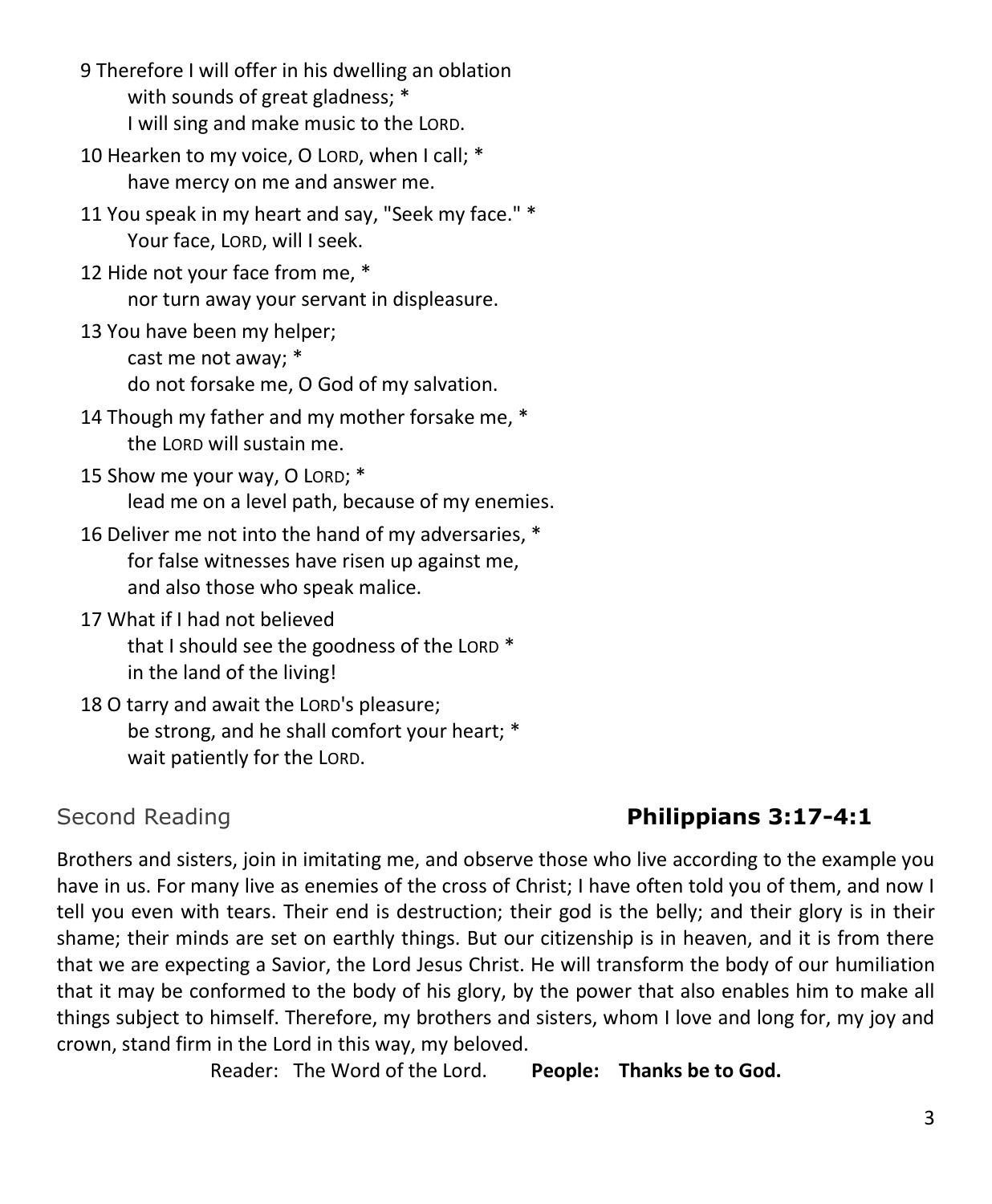9 Therefore I will offer in his dwelling an oblation
with sounds of great gladness; *
I will sing and make music to the LORD.

10 Hearken to my voice, O LORD, when I call; *
have mercy on me and answer me.

11 You speak in my heart and say, "Seek my face." *
Your face, LORD, will I seek.

12 Hide not your face from me, *
nor turn away your servant in displeasure.

13 You have been my helper;
cast me not away; *
do not forsake me, O God of my salvation.

14 Though my father and my mother forsake me, *
the LORD will sustain me.

15 Show me your way, O LORD; *
lead me on a level path, because of my enemies.

16 Deliver me not into the hand of my adversaries, *
for false witnesses have risen up against me,
and also those who speak malice.

17 What if I had not believed
that I should see the goodness of the LORD *
in the land of the living!

18 O tarry and await the LORD's pleasure;
be strong, and he shall comfort your heart; *
wait patiently for the LORD.

## Second Reading **Philippians 3:17-4:1**

Brothers and sisters, join in imitating me, and observe those who live according to the example you have in us. For many live as enemies of the cross of Christ; I have often told you of them, and now I tell you even with tears. Their end is destruction; their god is the belly; and their glory is in their shame; their minds are set on earthly things. But our citizenship is in heaven, and it is from there that we are expecting a Savior, the Lord Jesus Christ. He will transform the body of our humiliation that it may be conformed to the body of his glory, by the power that also enables him to make all things subject to himself. Therefore, my brothers and sisters, whom I love and long for, my joy and crown, stand firm in the Lord in this way, my beloved.

Reader: The Word of the Lord. **People: Thanks be to God.**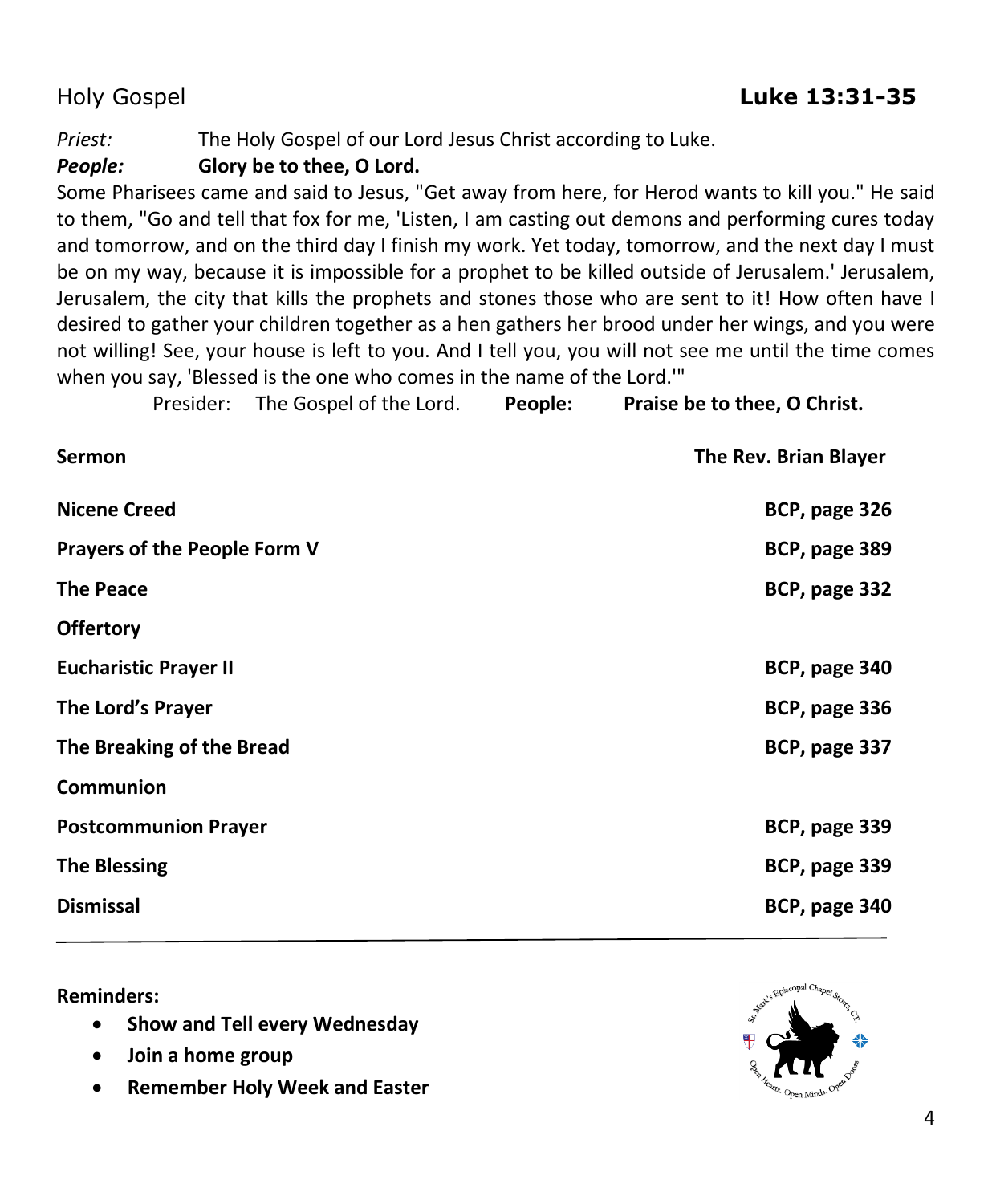## Holy Gospel **Luke 13:31-35**

*Priest:* The Holy Gospel of our Lord Jesus Christ according to Luke.
***People:*** **Glory be to thee, O Lord.**

Some Pharisees came and said to Jesus, "Get away from here, for Herod wants to kill you." He said to them, "Go and tell that fox for me, 'Listen, I am casting out demons and performing cures today and tomorrow, and on the third day I finish my work. Yet today, tomorrow, and the next day I must be on my way, because it is impossible for a prophet to be killed outside of Jerusalem.' Jerusalem, Jerusalem, the city that kills the prophets and stones those who are sent to it! How often have I desired to gather your children together as a hen gathers her brood under her wings, and you were not willing! See, your house is left to you. And I tell you, you will not see me until the time comes when you say, 'Blessed is the one who comes in the name of the Lord.'"

Presider: The Gospel of the Lord. **People: Praise be to thee, O Christ.**

| | |
|---|---|
| **Sermon** | **The Rev. Brian Blayer** |
| **Nicene Creed** | **BCP, page 326** |
| **Prayers of the People Form V** | **BCP, page 389** |
| **The Peace** | **BCP, page 332** |
| **Offertory** | |
| **Eucharistic Prayer II** | **BCP, page 340** |
| **The Lord's Prayer** | **BCP, page 336** |
| **The Breaking of the Bread** | **BCP, page 337** |
| **Communion** | |
| **Postcommunion Prayer** | **BCP, page 339** |
| **The Blessing** | **BCP, page 339** |
| **Dismissal** | **BCP, page 340** |

---

**Reminders:**

- **Show and Tell every Wednesday**
- **Join a home group**
- **Remember Holy Week and Easter**

St. Mark's Episcopal Chapel Storrs, CT.
Open Hearts. Open Minds. Open Doors